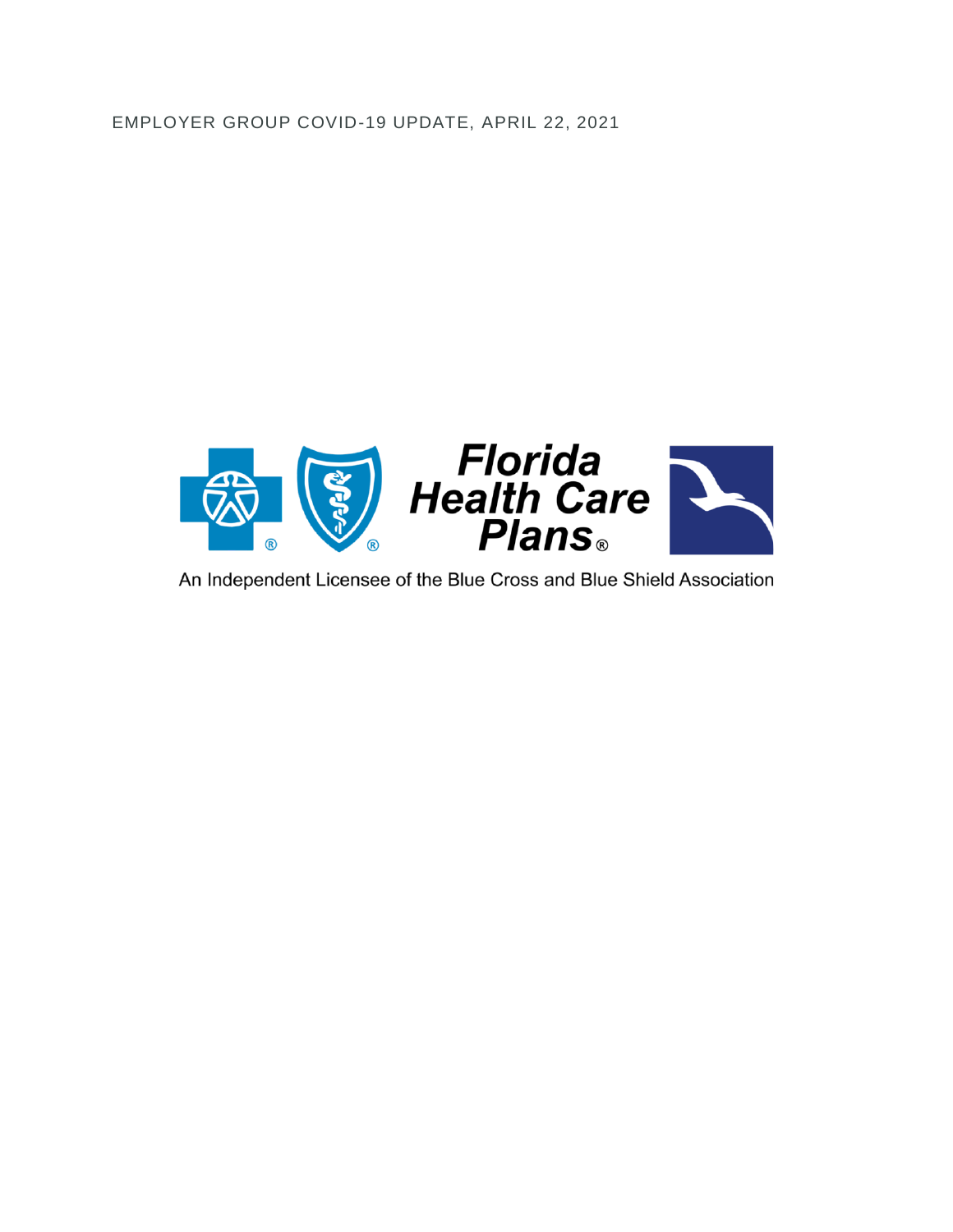EMPLOYER GROUP COVID-19 UPDATE, APRIL 22, 2021

Florida Health Care Plans®

An Independent Licensee of the Blue Cross and Blue Shield Association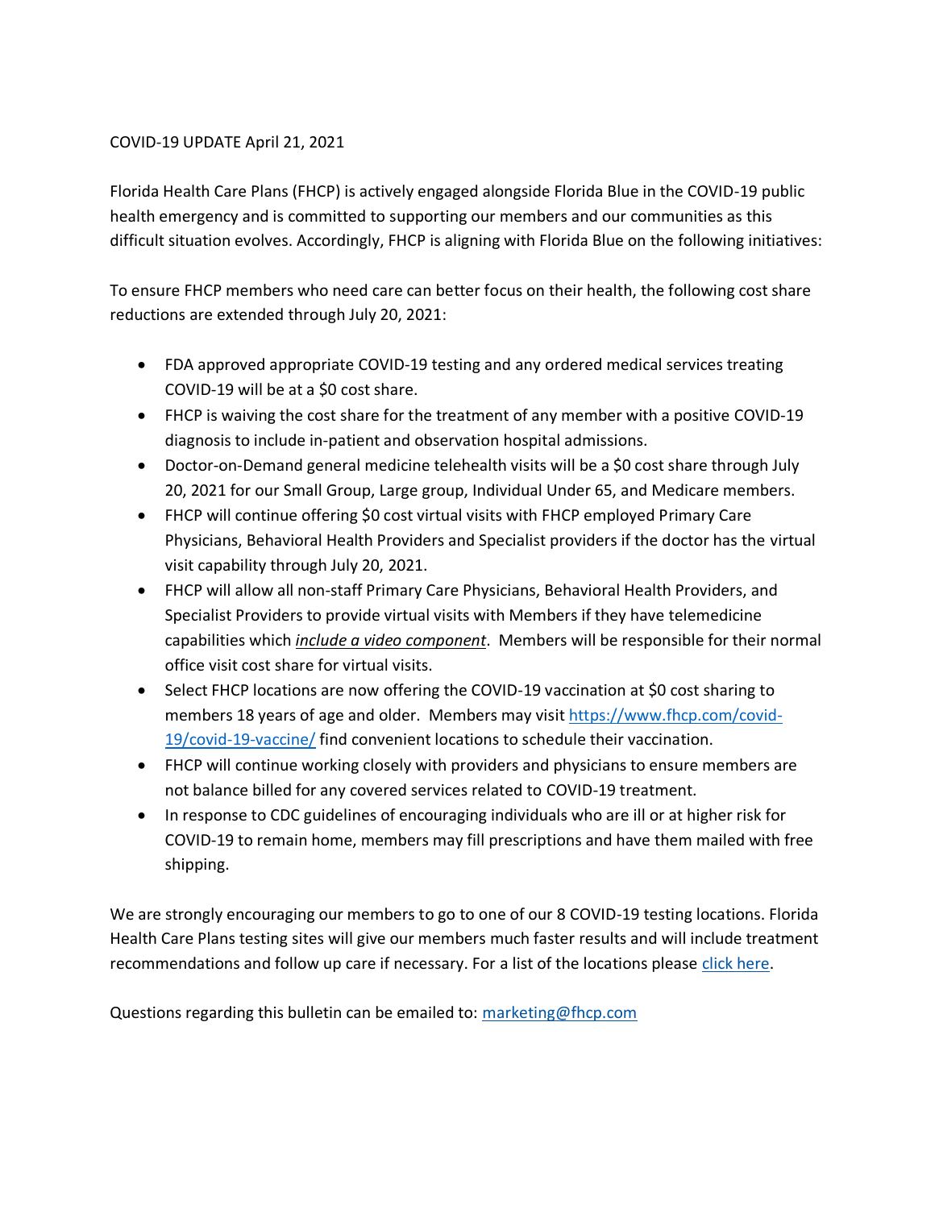COVID-19 UPDATE April 21, 2021

Florida Health Care Plans (FHCP) is actively engaged alongside Florida Blue in the COVID-19 public health emergency and is committed to supporting our members and our communities as this difficult situation evolves. Accordingly, FHCP is aligning with Florida Blue on the following initiatives:

To ensure FHCP members who need care can better focus on their health, the following cost share reductions are extended through July 20, 2021:

- FDA approved appropriate COVID-19 testing and any ordered medical services treating COVID-19 will be at a $0 cost share.
- FHCP is waiving the cost share for the treatment of any member with a positive COVID-19 diagnosis to include in-patient and observation hospital admissions.
- Doctor-on-Demand general medicine telehealth visits will be a $0 cost share through July 20, 2021 for our Small Group, Large group, Individual Under 65, and Medicare members.
- FHCP will continue offering $0 cost virtual visits with FHCP employed Primary Care Physicians, Behavioral Health Providers and Specialist providers if the doctor has the virtual visit capability through July 20, 2021.
- FHCP will allow all non-staff Primary Care Physicians, Behavioral Health Providers, and Specialist Providers to provide virtual visits with Members if they have telemedicine capabilities which ***include a video component***. Members will be responsible for their normal office visit cost share for virtual visits.
- Select FHCP locations are now offering the COVID-19 vaccination at $0 cost sharing to members 18 years of age and older. Members may visit [https://www.fhcp.com/covid-19/covid-19-vaccine/](https://www.fhcp.com/covid-19/covid-19-vaccine/) find convenient locations to schedule their vaccination.
- FHCP will continue working closely with providers and physicians to ensure members are not balance billed for any covered services related to COVID-19 treatment.
- In response to CDC guidelines of encouraging individuals who are ill or at higher risk for COVID-19 to remain home, members may fill prescriptions and have them mailed with free shipping.

We are strongly encouraging our members to go to one of our 8 COVID-19 testing locations. Florida Health Care Plans testing sites will give our members much faster results and will include treatment recommendations and follow up care if necessary. For a list of the locations please click here.

Questions regarding this bulletin can be emailed to: marketing@fhcp.com